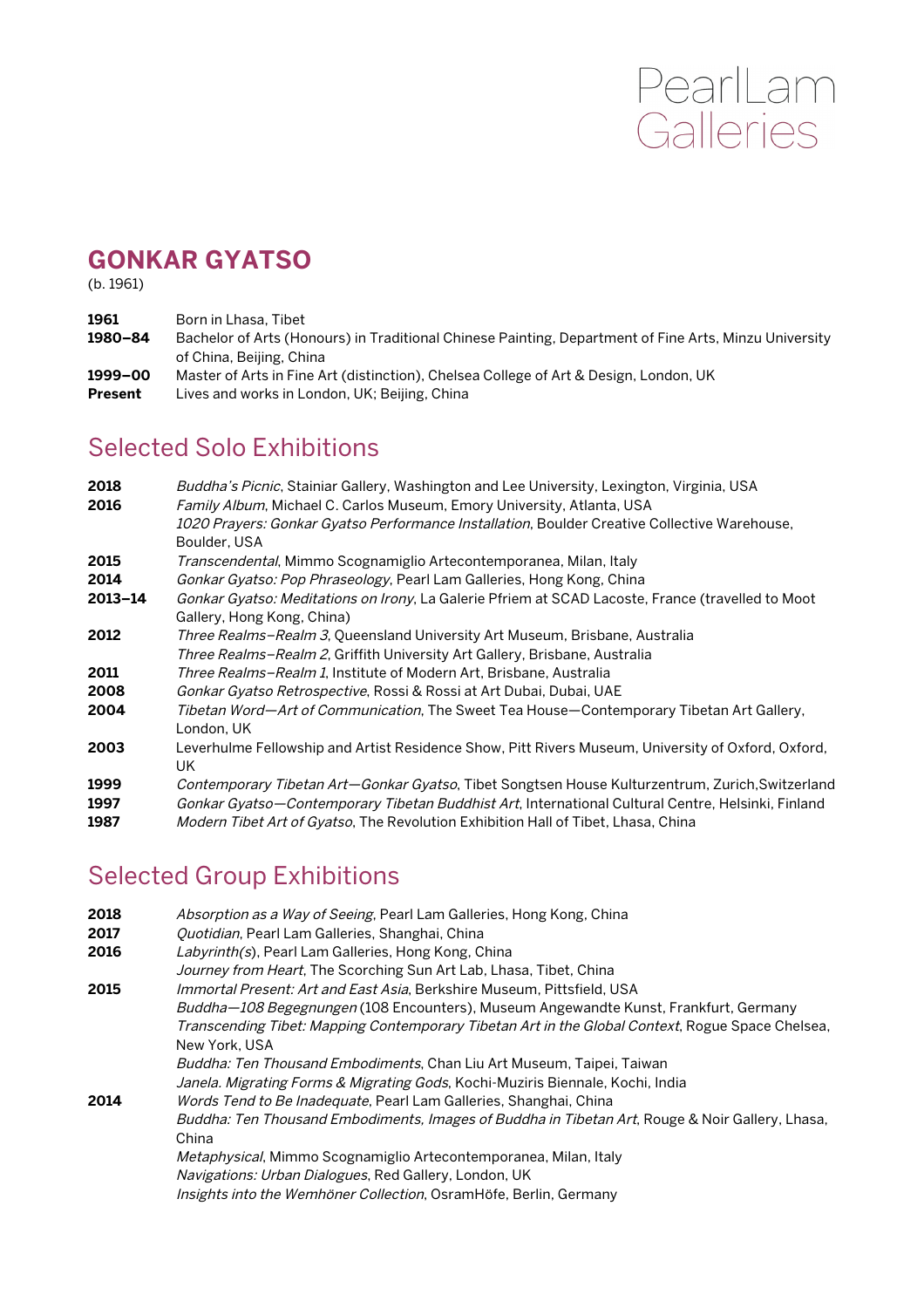# GONKAR GYATSO

(b. 1961)

| | |
|---|---|
| **1961** | Born in Lhasa, Tibet |
| **1980–84** | Bachelor of Arts (Honours) in Traditional Chinese Painting, Department of Fine Arts, Minzu University of China, Beijing, China |
| **1999–00** | Master of Arts in Fine Art (distinction), Chelsea College of Art & Design, London, UK |
| **Present** | Lives and works in London, UK; Beijing, China |

## Selected Solo Exhibitions

| | |
|---|---|
| **2018** | *Buddha's Picnic*, Stainiar Gallery, Washington and Lee University, Lexington, Virginia, USA |
| **2016** | *Family Album*, Michael C. Carlos Museum, Emory University, Atlanta, USA |
| | *1020 Prayers: Gonkar Gyatso Performance Installation*, Boulder Creative Collective Warehouse, Boulder, USA |
| **2015** | *Transcendental*, Mimmo Scognamiglio Artecontemporanea, Milan, Italy |
| **2014** | *Gonkar Gyatso: Pop Phraseology*, Pearl Lam Galleries, Hong Kong, China |
| **2013–14** | *Gonkar Gyatso: Meditations on Irony*, La Galerie Pfriem at SCAD Lacoste, France (travelled to Moot Gallery, Hong Kong, China) |
| **2012** | *Three Realms–Realm 3*, Queensland University Art Museum, Brisbane, Australia |
| | *Three Realms–Realm 2*, Griffith University Art Gallery, Brisbane, Australia |
| **2011** | *Three Realms–Realm 1*, Institute of Modern Art, Brisbane, Australia |
| **2008** | *Gonkar Gyatso Retrospective*, Rossi & Rossi at Art Dubai, Dubai, UAE |
| **2004** | *Tibetan Word—Art of Communication*, The Sweet Tea House—Contemporary Tibetan Art Gallery, London, UK |
| **2003** | Leverhulme Fellowship and Artist Residence Show, Pitt Rivers Museum, University of Oxford, Oxford, UK |
| **1999** | *Contemporary Tibetan Art—Gonkar Gyatso*, Tibet Songtsen House Kulturzentrum, Zurich,Switzerland |
| **1997** | *Gonkar Gyatso—Contemporary Tibetan Buddhist Art*, International Cultural Centre, Helsinki, Finland |
| **1987** | *Modern Tibet Art of Gyatso*, The Revolution Exhibition Hall of Tibet, Lhasa, China |

## Selected Group Exhibitions

| | |
|---|---|
| **2018** | *Absorption as a Way of Seeing*, Pearl Lam Galleries, Hong Kong, China |
| **2017** | *Quotidian*, Pearl Lam Galleries, Shanghai, China |
| **2016** | *Labyrinth(s)*, Pearl Lam Galleries, Hong Kong, China |
| | *Journey from Heart*, The Scorching Sun Art Lab, Lhasa, Tibet, China |
| **2015** | *Immortal Present: Art and East Asia*, Berkshire Museum, Pittsfield, USA |
| | *Buddha—108 Begegnungen* (108 Encounters), Museum Angewandte Kunst, Frankfurt, Germany |
| | *Transcending Tibet: Mapping Contemporary Tibetan Art in the Global Context*, Rogue Space Chelsea, New York, USA |
| | *Buddha: Ten Thousand Embodiments*, Chan Liu Art Museum, Taipei, Taiwan |
| | *Janela. Migrating Forms & Migrating Gods*, Kochi-Muziris Biennale, Kochi, India |
| **2014** | *Words Tend to Be Inadequate*, Pearl Lam Galleries, Shanghai, China |
| | *Buddha: Ten Thousand Embodiments, Images of Buddha in Tibetan Art*, Rouge & Noir Gallery, Lhasa, China |
| | *Metaphysical*, Mimmo Scognamiglio Artecontemporanea, Milan, Italy |
| | *Navigations: Urban Dialogues*, Red Gallery, London, UK |
| | *Insights into the Wemhöner Collection*, OsramHöfe, Berlin, Germany |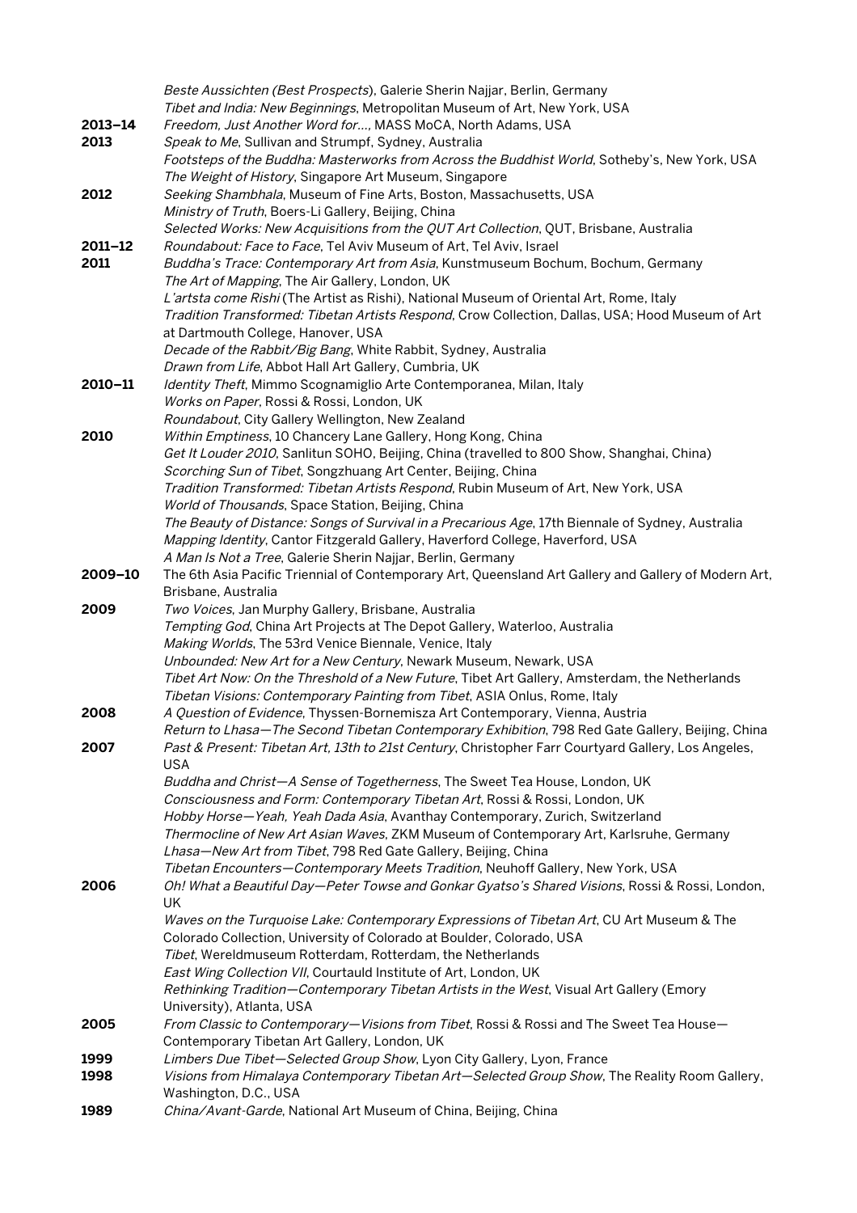*Beste Aussichten (Best Prospects*), Galerie Sherin Najjar, Berlin, Germany
*Tibet and India: New Beginnings*, Metropolitan Museum of Art, New York, USA

**2013–14** *Freedom, Just Another Word for…*, MASS MoCA, North Adams, USA

**2013** *Speak to Me*, Sullivan and Strumpf, Sydney, Australia
*Footsteps of the Buddha: Masterworks from Across the Buddhist World*, Sotheby's, New York, USA
*The Weight of History*, Singapore Art Museum, Singapore

**2012** *Seeking Shambhala*, Museum of Fine Arts, Boston, Massachusetts, USA
*Ministry of Truth*, Boers-Li Gallery, Beijing, China
*Selected Works: New Acquisitions from the QUT Art Collection*, QUT, Brisbane, Australia

**2011–12** *Roundabout: Face to Face*, Tel Aviv Museum of Art, Tel Aviv, Israel

**2011** *Buddha's Trace: Contemporary Art from Asia*, Kunstmuseum Bochum, Bochum, Germany
*The Art of Mapping*, The Air Gallery, London, UK
*L'artsta come Rishi* (The Artist as Rishi), National Museum of Oriental Art, Rome, Italy
*Tradition Transformed: Tibetan Artists Respond*, Crow Collection, Dallas, USA; Hood Museum of Art at Dartmouth College, Hanover, USA
*Decade of the Rabbit/Big Bang*, White Rabbit, Sydney, Australia
*Drawn from Life*, Abbot Hall Art Gallery, Cumbria, UK

**2010–11** *Identity Theft*, Mimmo Scognamiglio Arte Contemporanea, Milan, Italy
*Works on Paper*, Rossi & Rossi, London, UK
*Roundabout*, City Gallery Wellington, New Zealand

**2010** *Within Emptiness*, 10 Chancery Lane Gallery, Hong Kong, China
*Get It Louder 2010*, Sanlitun SOHO, Beijing, China (travelled to 800 Show, Shanghai, China)
*Scorching Sun of Tibet*, Songzhuang Art Center, Beijing, China
*Tradition Transformed: Tibetan Artists Respond*, Rubin Museum of Art, New York, USA
*World of Thousands*, Space Station, Beijing, China
*The Beauty of Distance: Songs of Survival in a Precarious Age*, 17th Biennale of Sydney, Australia
*Mapping Identity*, Cantor Fitzgerald Gallery, Haverford College, Haverford, USA
*A Man Is Not a Tree*, Galerie Sherin Najjar, Berlin, Germany

**2009–10** The 6th Asia Pacific Triennial of Contemporary Art, Queensland Art Gallery and Gallery of Modern Art, Brisbane, Australia

**2009** *Two Voices*, Jan Murphy Gallery, Brisbane, Australia
*Tempting God*, China Art Projects at The Depot Gallery, Waterloo, Australia
*Making Worlds*, The 53rd Venice Biennale, Venice, Italy
*Unbounded: New Art for a New Century*, Newark Museum, Newark, USA
*Tibet Art Now: On the Threshold of a New Future*, Tibet Art Gallery, Amsterdam, the Netherlands
*Tibetan Visions: Contemporary Painting from Tibet*, ASIA Onlus, Rome, Italy

**2008** *A Question of Evidence*, Thyssen-Bornemisza Art Contemporary, Vienna, Austria
*Return to Lhasa—The Second Tibetan Contemporary Exhibition*, 798 Red Gate Gallery, Beijing, China

**2007** *Past & Present: Tibetan Art, 13th to 21st Century*, Christopher Farr Courtyard Gallery, Los Angeles, USA
*Buddha and Christ—A Sense of Togetherness*, The Sweet Tea House, London, UK
*Consciousness and Form: Contemporary Tibetan Art*, Rossi & Rossi, London, UK
*Hobby Horse—Yeah, Yeah Dada Asia*, Avanthay Contemporary, Zurich, Switzerland
*Thermocline of New Art Asian Waves*, ZKM Museum of Contemporary Art, Karlsruhe, Germany
*Lhasa—New Art from Tibet*, 798 Red Gate Gallery, Beijing, China
*Tibetan Encounters—Contemporary Meets Tradition*, Neuhoff Gallery, New York, USA

**2006** *Oh! What a Beautiful Day—Peter Towse and Gonkar Gyatso's Shared Visions*, Rossi & Rossi, London, UK
*Waves on the Turquoise Lake: Contemporary Expressions of Tibetan Art*, CU Art Museum & The Colorado Collection, University of Colorado at Boulder, Colorado, USA
*Tibet*, Wereldmuseum Rotterdam, Rotterdam, the Netherlands
*East Wing Collection VII*, Courtauld Institute of Art, London, UK
*Rethinking Tradition—Contemporary Tibetan Artists in the West*, Visual Art Gallery (Emory University), Atlanta, USA

**2005** *From Classic to Contemporary—Visions from Tibet*, Rossi & Rossi and The Sweet Tea House—Contemporary Tibetan Art Gallery, London, UK

**1999** *Limbers Due Tibet—Selected Group Show*, Lyon City Gallery, Lyon, France

**1998** *Visions from Himalaya Contemporary Tibetan Art—Selected Group Show*, The Reality Room Gallery, Washington, D.C., USA

**1989** *China/Avant-Garde*, National Art Museum of China, Beijing, China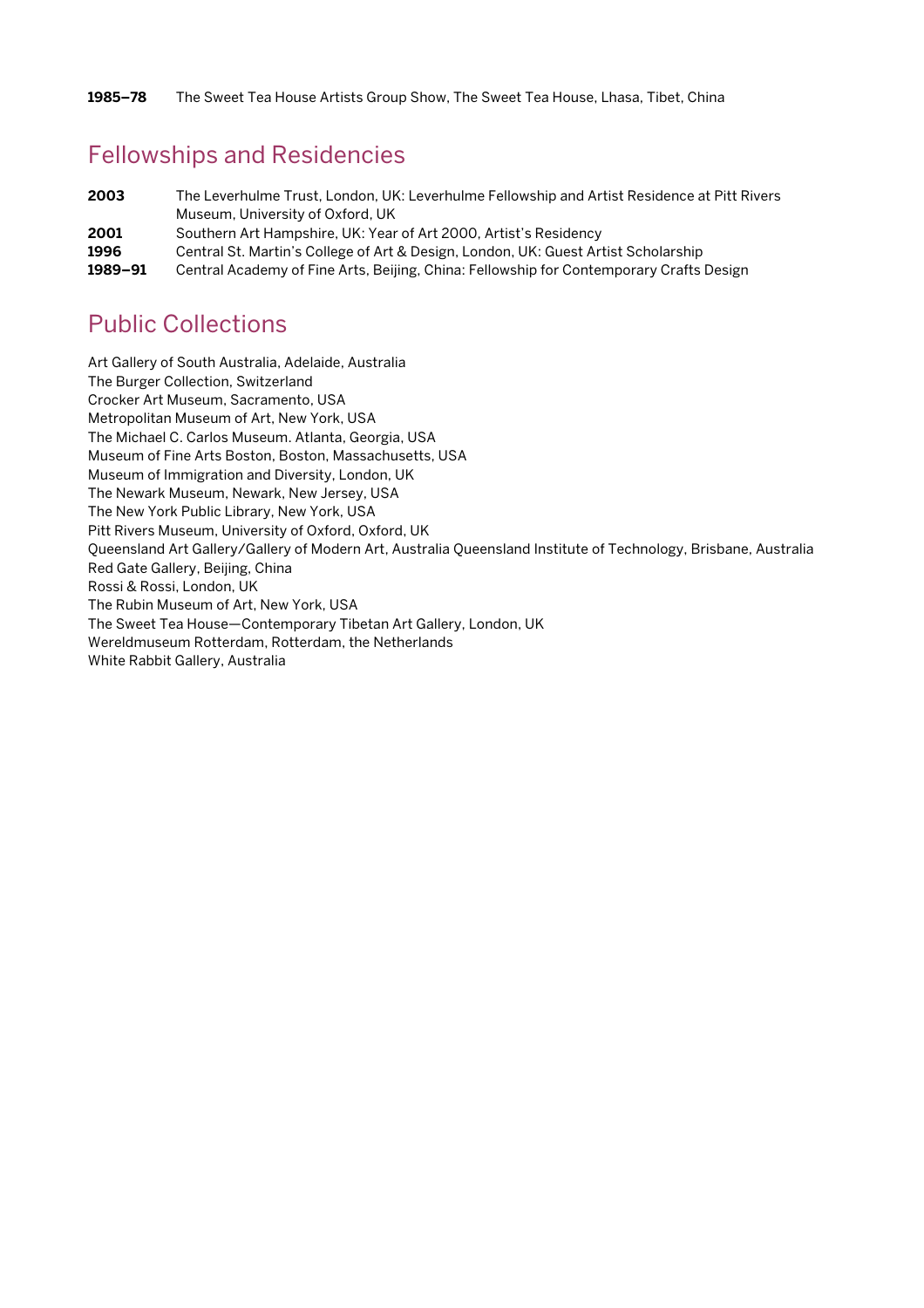**1985–78** The Sweet Tea House Artists Group Show, The Sweet Tea House, Lhasa, Tibet, China

## Fellowships and Residencies

**2003** The Leverhulme Trust, London, UK: Leverhulme Fellowship and Artist Residence at Pitt Rivers Museum, University of Oxford, UK

**2001** Southern Art Hampshire, UK: Year of Art 2000, Artist's Residency

**1996** Central St. Martin's College of Art & Design, London, UK: Guest Artist Scholarship

**1989–91** Central Academy of Fine Arts, Beijing, China: Fellowship for Contemporary Crafts Design

## Public Collections

Art Gallery of South Australia, Adelaide, Australia
The Burger Collection, Switzerland
Crocker Art Museum, Sacramento, USA
Metropolitan Museum of Art, New York, USA
The Michael C. Carlos Museum. Atlanta, Georgia, USA
Museum of Fine Arts Boston, Boston, Massachusetts, USA
Museum of Immigration and Diversity, London, UK
The Newark Museum, Newark, New Jersey, USA
The New York Public Library, New York, USA
Pitt Rivers Museum, University of Oxford, Oxford, UK
Queensland Art Gallery/Gallery of Modern Art, Australia Queensland Institute of Technology, Brisbane, Australia
Red Gate Gallery, Beijing, China
Rossi & Rossi, London, UK
The Rubin Museum of Art, New York, USA
The Sweet Tea House—Contemporary Tibetan Art Gallery, London, UK
Wereldmuseum Rotterdam, Rotterdam, the Netherlands
White Rabbit Gallery, Australia